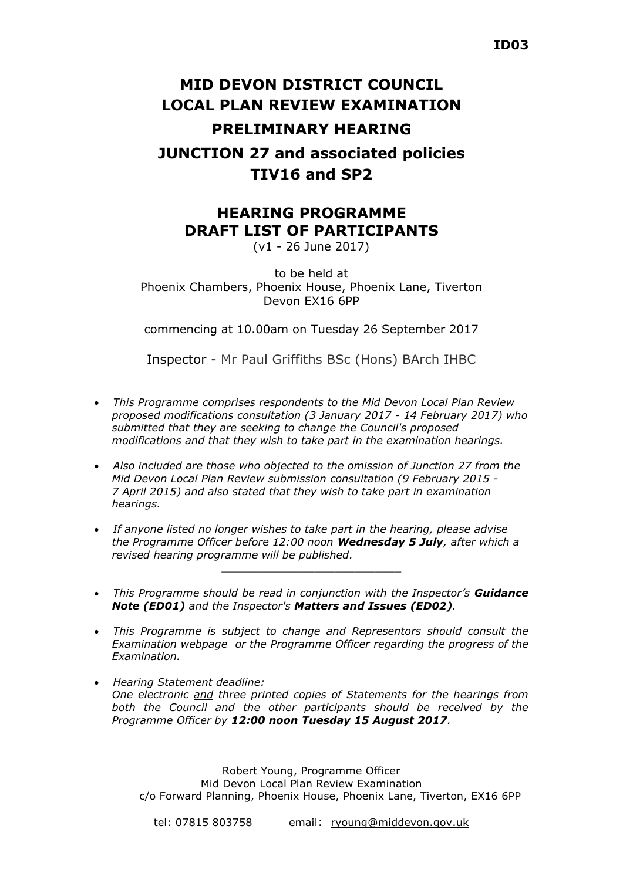ID03

# MID DEVON DISTRICT COUNCIL
# LOCAL PLAN REVIEW EXAMINATION
# PRELIMINARY HEARING
# JUNCTION 27 and associated policies
# TIV16 and SP2

## HEARING PROGRAMME
## DRAFT LIST OF PARTICIPANTS

(v1 - 26 June 2017)

to be held at
Phoenix Chambers, Phoenix House, Phoenix Lane, Tiverton
Devon EX16 6PP

commencing at 10.00am on Tuesday 26 September 2017

Inspector - Mr Paul Griffiths BSc (Hons) BArch IHBC

- *This Programme comprises respondents to the Mid Devon Local Plan Review proposed modifications consultation (3 January 2017 - 14 February 2017) who submitted that they are seeking to change the Council's proposed modifications and that they wish to take part in the examination hearings.*
- *Also included are those who objected to the omission of Junction 27 from the Mid Devon Local Plan Review submission consultation (9 February 2015 - 7 April 2015) and also stated that they wish to take part in examination hearings.*
- *If anyone listed no longer wishes to take part in the hearing, please advise the Programme Officer before 12:00 noon **Wednesday 5 July**, after which a revised hearing programme will be published.*

---

- *This Programme should be read in conjunction with the Inspector's **Guidance Note (ED01)** and the Inspector's **Matters and Issues (ED02)**.*
- *This Programme is subject to change and Representors should consult the Examination webpage or the Programme Officer regarding the progress of the Examination.*
- *Hearing Statement deadline:*
  *One electronic and three printed copies of Statements for the hearings from both the Council and the other participants should be received by the Programme Officer by **12:00 noon Tuesday 15 August 2017**.*

Robert Young, Programme Officer
Mid Devon Local Plan Review Examination
c/o Forward Planning, Phoenix House, Phoenix Lane, Tiverton, EX16 6PP

tel: 07815 803758 email: ryoung@middevon.gov.uk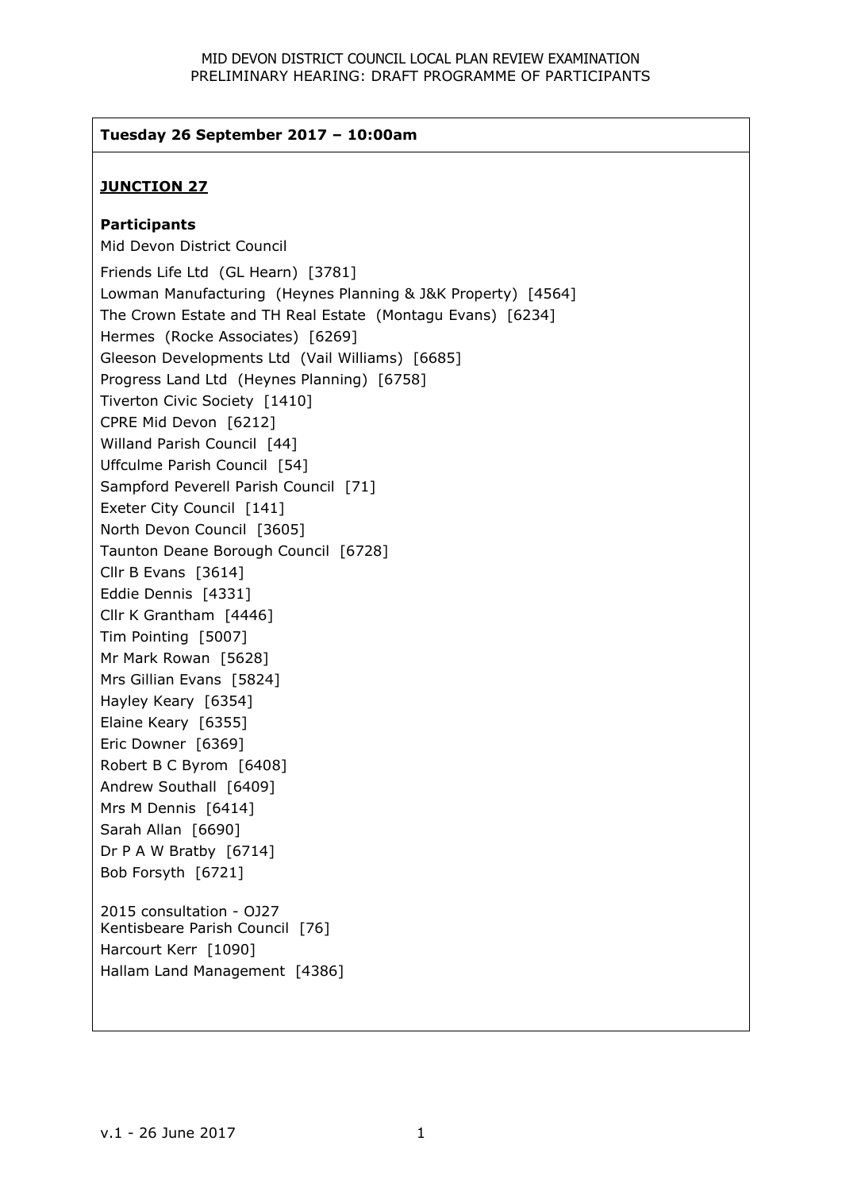**Tuesday 26 September 2017 – 10:00am**

**<u>JUNCTION 27</u>**

**Participants**

Mid Devon District Council

Friends Life Ltd (GL Hearn) [3781]
Lowman Manufacturing (Heynes Planning & J&K Property) [4564]
The Crown Estate and TH Real Estate (Montagu Evans) [6234]
Hermes (Rocke Associates) [6269]
Gleeson Developments Ltd (Vail Williams) [6685]
Progress Land Ltd (Heynes Planning) [6758]
Tiverton Civic Society [1410]
CPRE Mid Devon [6212]
Willand Parish Council [44]
Uffculme Parish Council [54]
Sampford Peverell Parish Council [71]
Exeter City Council [141]
North Devon Council [3605]
Taunton Deane Borough Council [6728]
Cllr B Evans [3614]
Eddie Dennis [4331]
Cllr K Grantham [4446]
Tim Pointing [5007]
Mr Mark Rowan [5628]
Mrs Gillian Evans [5824]
Hayley Keary [6354]
Elaine Keary [6355]
Eric Downer [6369]
Robert B C Byrom [6408]
Andrew Southall [6409]
Mrs M Dennis [6414]
Sarah Allan [6690]
Dr P A W Bratby [6714]
Bob Forsyth [6721]

2015 consultation - OJ27
Kentisbeare Parish Council [76]
Harcourt Kerr [1090]
Hallam Land Management [4386]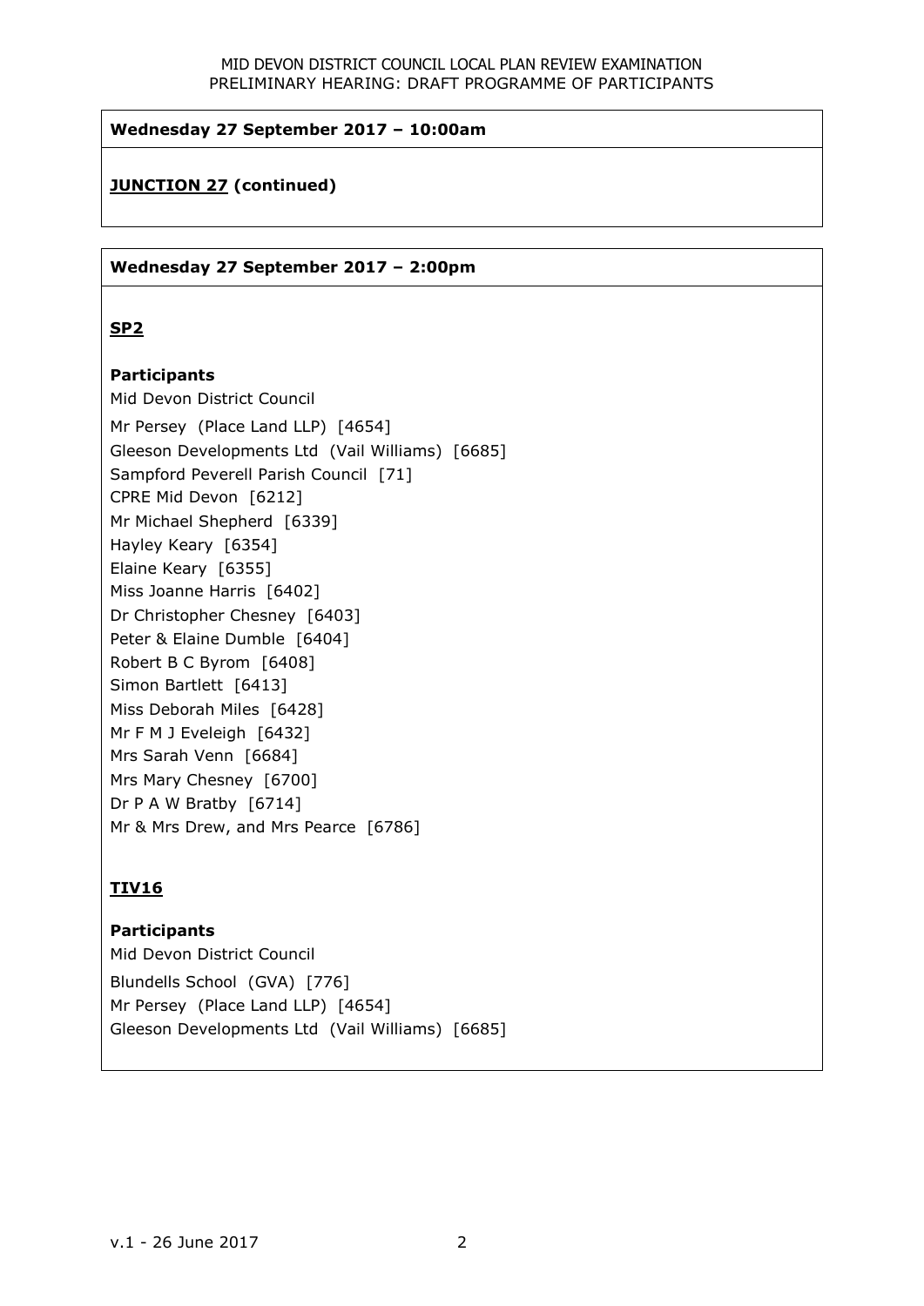**Wednesday 27 September 2017 – 10:00am**

**JUNCTION 27 (continued)**

**Wednesday 27 September 2017 – 2:00pm**

**SP2**

**Participants**

Mid Devon District Council
Mr Persey (Place Land LLP) [4654]
Gleeson Developments Ltd (Vail Williams) [6685]
Sampford Peverell Parish Council [71]
CPRE Mid Devon [6212]
Mr Michael Shepherd [6339]
Hayley Keary [6354]
Elaine Keary [6355]
Miss Joanne Harris [6402]
Dr Christopher Chesney [6403]
Peter & Elaine Dumble [6404]
Robert B C Byrom [6408]
Simon Bartlett [6413]
Miss Deborah Miles [6428]
Mr F M J Eveleigh [6432]
Mrs Sarah Venn [6684]
Mrs Mary Chesney [6700]
Dr P A W Bratby [6714]
Mr & Mrs Drew, and Mrs Pearce [6786]

**TIV16**

**Participants**

Mid Devon District Council
Blundells School (GVA) [776]
Mr Persey (Place Land LLP) [4654]
Gleeson Developments Ltd (Vail Williams) [6685]